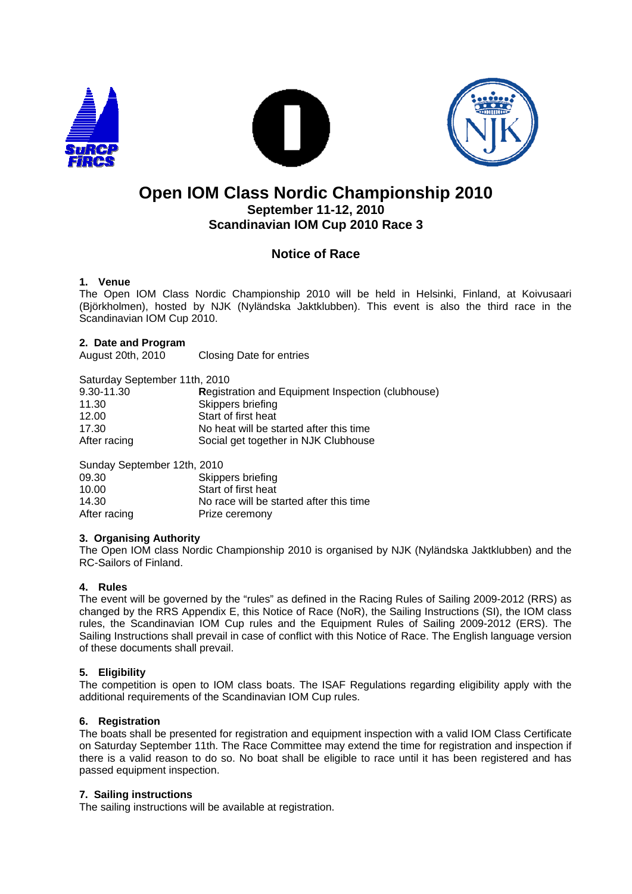# Open IOM Class Nordic Championship 2010

**September 11-12, 2010**

**Scandinavian IOM Cup 2010 Race 3**

## Notice of Race

### 1. Venue

The Open IOM Class Nordic Championship 2010 will be held in Helsinki, Finland, at Koivusaari (Björkholmen), hosted by NJK (Nyländska Jaktklubben). This event is also the third race in the Scandinavian IOM Cup 2010.

### 2. Date and Program

| | |
|---|---|
| August 20th, 2010 | Closing Date for entries |

Saturday September 11th, 2010

| | |
|---|---|
| 9.30-11.30 | Registration and Equipment Inspection (clubhouse) |
| 11.30 | Skippers briefing |
| 12.00 | Start of first heat |
| 17.30 | No heat will be started after this time |
| After racing | Social get together in NJK Clubhouse |

Sunday September 12th, 2010

| | |
|---|---|
| 09.30 | Skippers briefing |
| 10.00 | Start of first heat |
| 14.30 | No race will be started after this time |
| After racing | Prize ceremony |

### 3. Organising Authority

The Open IOM class Nordic Championship 2010 is organised by NJK (Nyländska Jaktklubben) and the RC-Sailors of Finland.

### 4. Rules

The event will be governed by the "rules" as defined in the Racing Rules of Sailing 2009-2012 (RRS) as changed by the RRS Appendix E, this Notice of Race (NoR), the Sailing Instructions (SI), the IOM class rules, the Scandinavian IOM Cup rules and the Equipment Rules of Sailing 2009-2012 (ERS). The Sailing Instructions shall prevail in case of conflict with this Notice of Race. The English language version of these documents shall prevail.

### 5. Eligibility

The competition is open to IOM class boats. The ISAF Regulations regarding eligibility apply with the additional requirements of the Scandinavian IOM Cup rules.

### 6. Registration

The boats shall be presented for registration and equipment inspection with a valid IOM Class Certificate on Saturday September 11th. The Race Committee may extend the time for registration and inspection if there is a valid reason to do so. No boat shall be eligible to race until it has been registered and has passed equipment inspection.

### 7. Sailing instructions

The sailing instructions will be available at registration.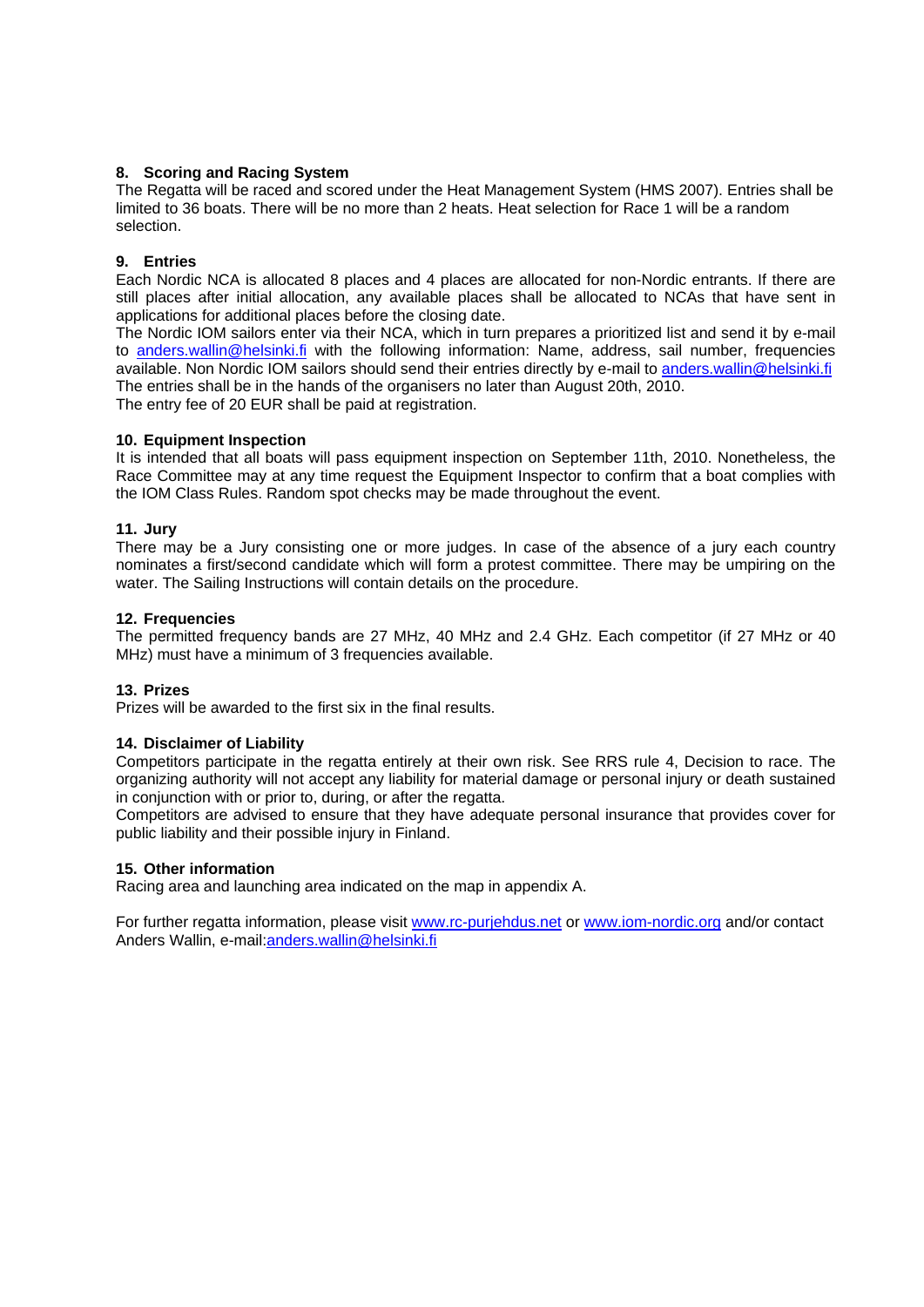## 8. Scoring and Racing System

The Regatta will be raced and scored under the Heat Management System (HMS 2007). Entries shall be limited to 36 boats. There will be no more than 2 heats. Heat selection for Race 1 will be a random selection.

## 9. Entries

Each Nordic NCA is allocated 8 places and 4 places are allocated for non-Nordic entrants. If there are still places after initial allocation, any available places shall be allocated to NCAs that have sent in applications for additional places before the closing date.

The Nordic IOM sailors enter via their NCA, which in turn prepares a prioritized list and send it by e-mail to [anders.wallin@helsinki.fi](mailto:anders.wallin@helsinki.fi) with the following information: Name, address, sail number, frequencies available. Non Nordic IOM sailors should send their entries directly by e-mail to [anders.wallin@helsinki.fi](mailto:anders.wallin@helsinki.fi)

The entries shall be in the hands of the organisers no later than August 20th, 2010.

The entry fee of 20 EUR shall be paid at registration.

## 10. Equipment Inspection

It is intended that all boats will pass equipment inspection on September 11th, 2010. Nonetheless, the Race Committee may at any time request the Equipment Inspector to confirm that a boat complies with the IOM Class Rules. Random spot checks may be made throughout the event.

## 11. Jury

There may be a Jury consisting one or more judges. In case of the absence of a jury each country nominates a first/second candidate which will form a protest committee. There may be umpiring on the water. The Sailing Instructions will contain details on the procedure.

## 12. Frequencies

The permitted frequency bands are 27 MHz, 40 MHz and 2.4 GHz. Each competitor (if 27 MHz or 40 MHz) must have a minimum of 3 frequencies available.

## 13. Prizes

Prizes will be awarded to the first six in the final results.

## 14. Disclaimer of Liability

Competitors participate in the regatta entirely at their own risk. See RRS rule 4, Decision to race. The organizing authority will not accept any liability for material damage or personal injury or death sustained in conjunction with or prior to, during, or after the regatta.

Competitors are advised to ensure that they have adequate personal insurance that provides cover for public liability and their possible injury in Finland.

## 15. Other information

Racing area and launching area indicated on the map in appendix A.

For further regatta information, please visit [www.rc-purjehdus.net](http://www.rc-purjehdus.net) or [www.iom-nordic.org](http://www.iom-nordic.org) and/or contact Anders Wallin, e-mail:[anders.wallin@helsinki.fi](mailto:anders.wallin@helsinki.fi)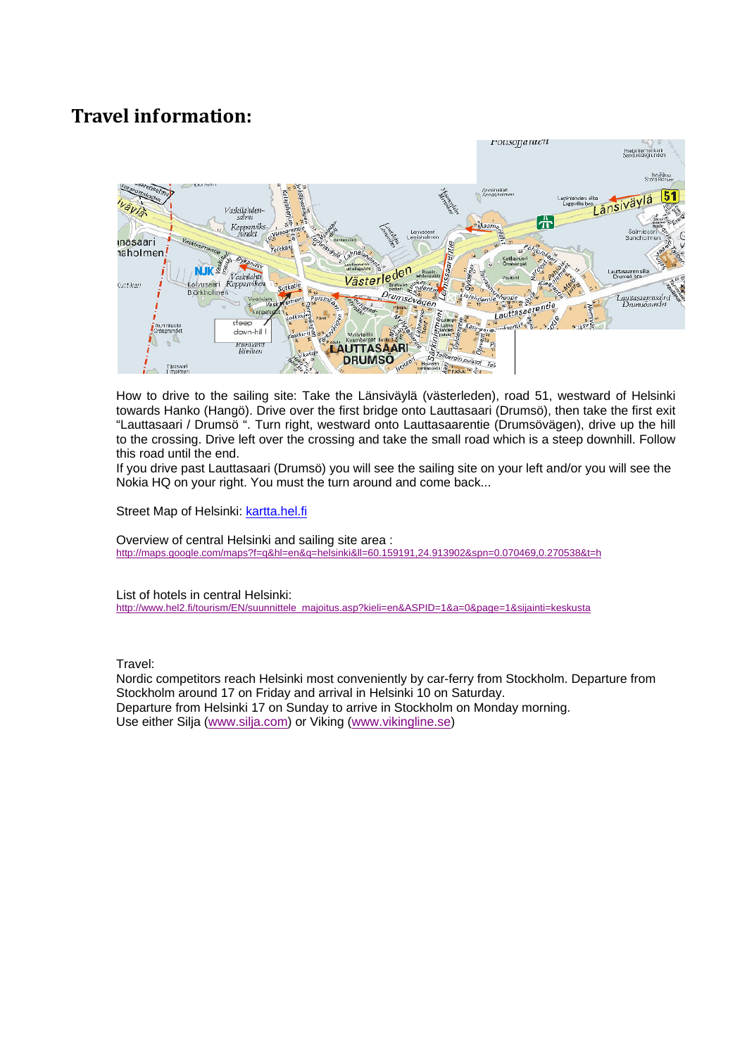# Travel information:

How to drive to the sailing site: Take the Länsiväylä (västerleden), road 51, westward of Helsinki towards Hanko (Hangö). Drive over the first bridge onto Lauttasaari (Drumsö), then take the first exit "Lauttasaari / Drumsö ". Turn right, westward onto Lauttasaarentie (Drumsövägen), drive up the hill to the crossing. Drive left over the crossing and take the small road which is a steep downhill. Follow this road until the end.

If you drive past Lauttasaari (Drumsö) you will see the sailing site on your left and/or you will see the Nokia HQ on your right. You must the turn around and come back...

Street Map of Helsinki: [kartta.hel.fi](kartta.hel.fi)

Overview of central Helsinki and sailing site area :
http://maps.google.com/maps?f=q&hl=en&q=helsinki&ll=60.159191,24.913902&spn=0.070469,0.270538&t=h

List of hotels in central Helsinki:
http://www.hel2.fi/tourism/EN/suunnittele_majoitus.asp?kieli=en&ASPID=1&a=0&page=1&sijainti=keskusta

Travel:
Nordic competitors reach Helsinki most conveniently by car-ferry from Stockholm. Departure from Stockholm around 17 on Friday and arrival in Helsinki 10 on Saturday.
Departure from Helsinki 17 on Sunday to arrive in Stockholm on Monday morning.
Use either Silja ([www.silja.com](www.silja.com)) or Viking ([www.vikingline.se](www.vikingline.se))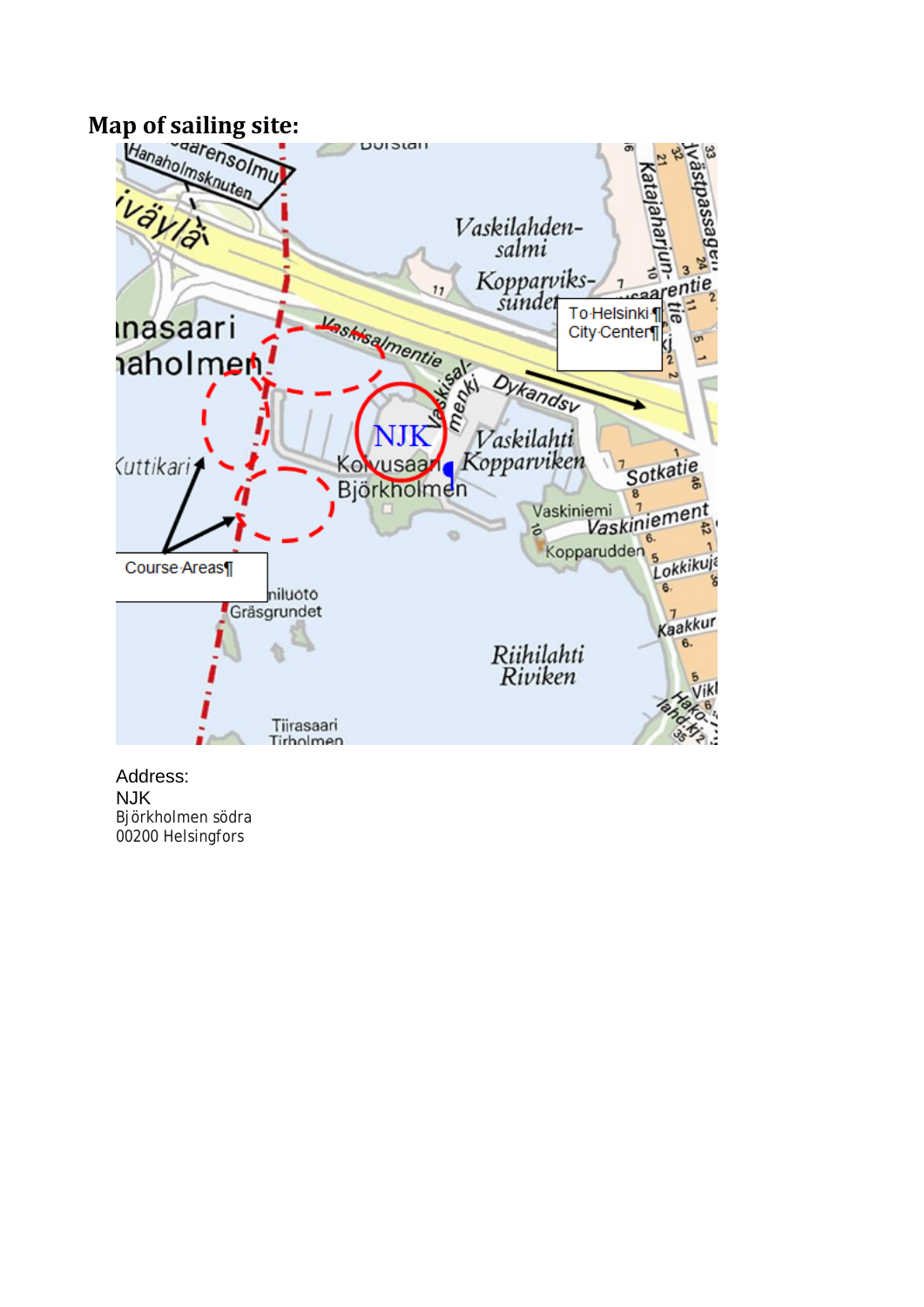## Map of sailing site:

To Helsinki City Center

NJK

Course Areas

Address:
NJK
Björkholmen södra
00200 Helsingfors